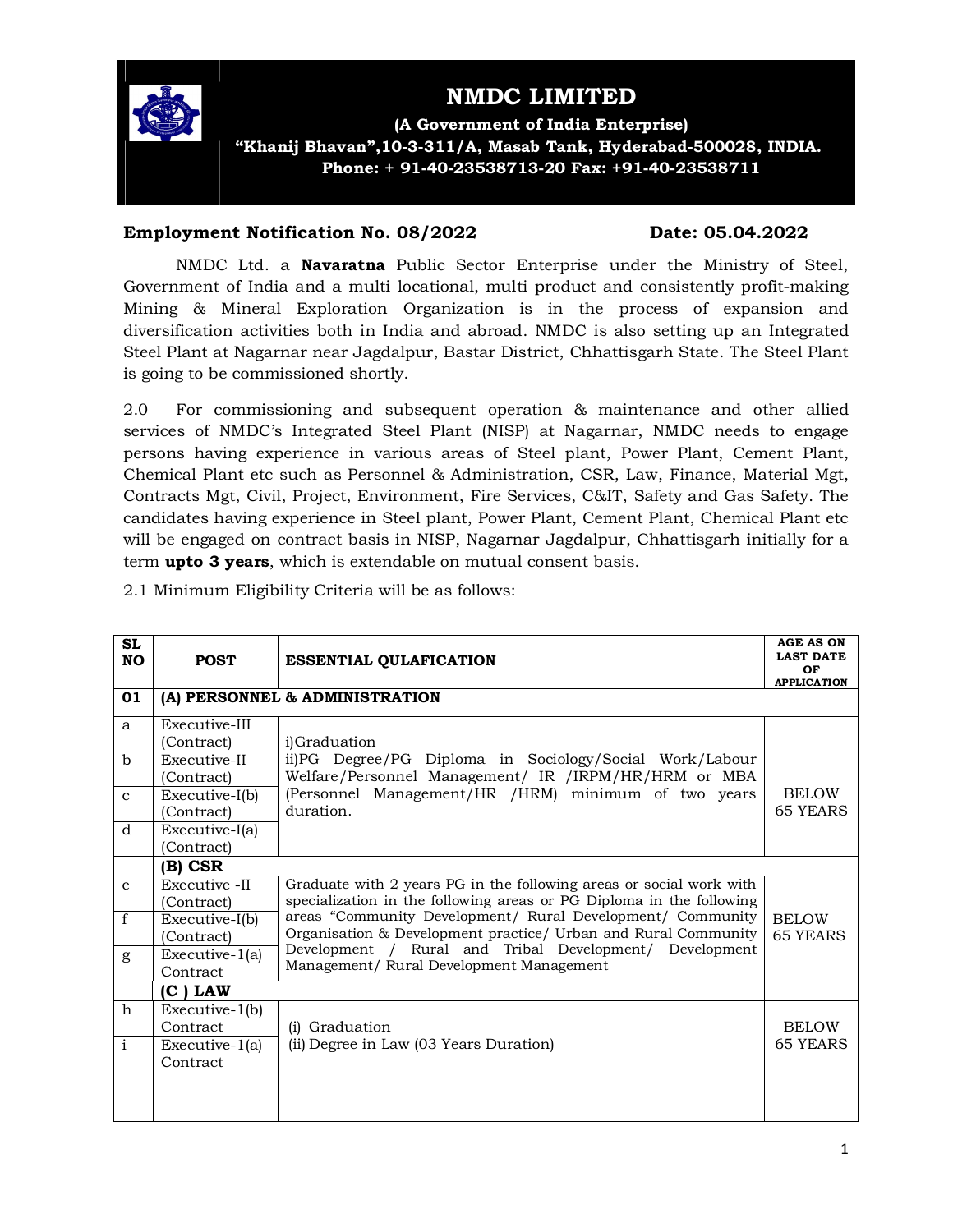# NMDC LIMITED

**(A Government of India Enterprise)**
**"Khanij Bhavan",10-3-311/A, Masab Tank, Hyderabad-500028, INDIA.**
**Phone: + 91-40-23538713-20 Fax: +91-40-23538711**

**Employment Notification No. 08/2022** **Date: 05.04.2022**

NMDC Ltd. a **Navaratna** Public Sector Enterprise under the Ministry of Steel, Government of India and a multi locational, multi product and consistently profit-making Mining & Mineral Exploration Organization is in the process of expansion and diversification activities both in India and abroad. NMDC is also setting up an Integrated Steel Plant at Nagarnar near Jagdalpur, Bastar District, Chhattisgarh State. The Steel Plant is going to be commissioned shortly.

2.0 For commissioning and subsequent operation & maintenance and other allied services of NMDC's Integrated Steel Plant (NISP) at Nagarnar, NMDC needs to engage persons having experience in various areas of Steel plant, Power Plant, Cement Plant, Chemical Plant etc such as Personnel & Administration, CSR, Law, Finance, Material Mgt, Contracts Mgt, Civil, Project, Environment, Fire Services, C&IT, Safety and Gas Safety. The candidates having experience in Steel plant, Power Plant, Cement Plant, Chemical Plant etc will be engaged on contract basis in NISP, Nagarnar Jagdalpur, Chhattisgarh initially for a term **upto 3 years**, which is extendable on mutual consent basis.

2.1 Minimum Eligibility Criteria will be as follows:

| SL NO | POST | ESSENTIAL QULAFICATION | AGE AS ON LAST DATE OF APPLICATION |
|---|---|---|---|
| **01** | **(A) PERSONNEL & ADMINISTRATION** | | |
| a | Executive-III (Contract) | i)Graduation<br>ii)PG Degree/PG Diploma in Sociology/Social Work/Labour Welfare/Personnel Management/ IR /IRPM/HR/HRM or MBA (Personnel Management/HR /HRM) minimum of two years duration. | BELOW 65 YEARS |
| b | Executive-II (Contract) | | |
| c | Executive-I(b) (Contract) | | |
| d | Executive-I(a) (Contract) | | |
| | **(B) CSR** | | |
| e | Executive -II (Contract) | Graduate with 2 years PG in the following areas or social work with specialization in the following areas or PG Diploma in the following areas "Community Development/ Rural Development/ Community Organisation & Development practice/ Urban and Rural Community Development / Rural and Tribal Development/ Development Management/ Rural Development Management | BELOW 65 YEARS |
| f | Executive-I(b) (Contract) | | |
| g | Executive-1(a) Contract | | |
| | **(C ) LAW** | | |
| h | Executive-1(b) Contract | (i) Graduation<br>(ii) Degree in Law (03 Years Duration) | BELOW 65 YEARS |
| i | Executive-1(a) Contract | | |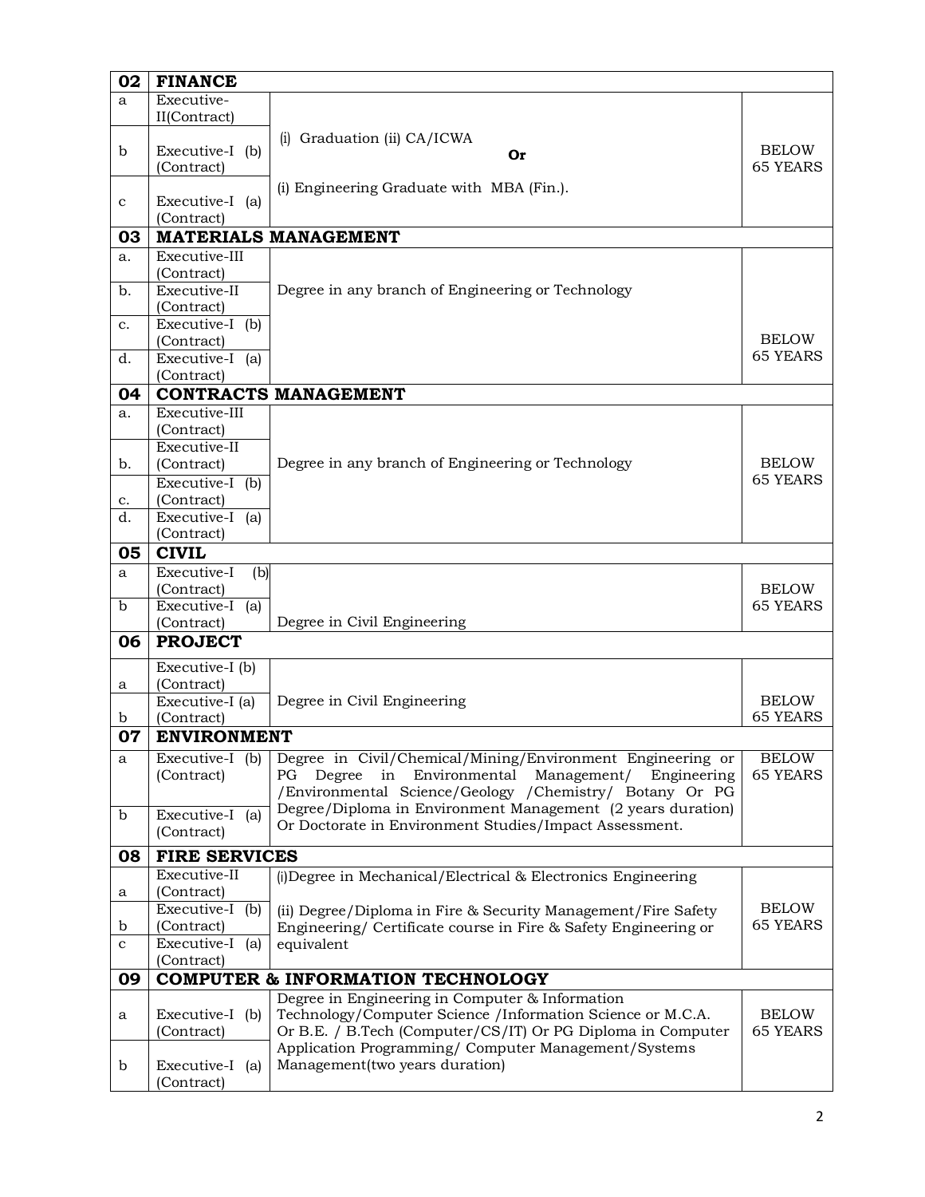| 02 | **FINANCE** | | |
|---|---|---|---|
| a | Executive-II(Contract) | (i) Graduation (ii) CA/ICWA **Or** (i) Engineering Graduate with MBA (Fin.). | BELOW 65 YEARS |
| b | Executive-I (b) (Contract) | | |
| c | Executive-I (a) (Contract) | | |
| **03** | **MATERIALS MANAGEMENT** | | |
| a. | Executive-III (Contract) | Degree in any branch of Engineering or Technology | BELOW 65 YEARS |
| b. | Executive-II (Contract) | | |
| c. | Executive-I (b) (Contract) | | |
| d. | Executive-I (a) (Contract) | | |
| **04** | **CONTRACTS MANAGEMENT** | | |
| a. | Executive-III (Contract) | Degree in any branch of Engineering or Technology | BELOW 65 YEARS |
| b. | Executive-II (Contract) | | |
| c. | Executive-I (b) (Contract) | | |
| d. | Executive-I (a) (Contract) | | |
| **05** | **CIVIL** | | |
| a | Executive-I (b) (Contract) | Degree in Civil Engineering | BELOW 65 YEARS |
| b | Executive-I (a) (Contract) | | |
| **06** | **PROJECT** | | |
| a | Executive-I (b) (Contract) | Degree in Civil Engineering | BELOW 65 YEARS |
| b | Executive-I (a) (Contract) | | |
| **07** | **ENVIRONMENT** | | |
| a | Executive-I (b) (Contract) | Degree in Civil/Chemical/Mining/Environment Engineering or PG Degree in Environmental Management/ Engineering /Environmental Science/Geology /Chemistry/ Botany Or PG Degree/Diploma in Environment Management (2 years duration) Or Doctorate in Environment Studies/Impact Assessment. | BELOW 65 YEARS |
| b | Executive-I (a) (Contract) | | |
| **08** | **FIRE SERVICES** | | |
| a | Executive-II (Contract) | (i)Degree in Mechanical/Electrical & Electronics Engineering (ii) Degree/Diploma in Fire & Security Management/Fire Safety Engineering/ Certificate course in Fire & Safety Engineering or equivalent | BELOW 65 YEARS |
| b | Executive-I (b) (Contract) | | |
| c | Executive-I (a) (Contract) | | |
| **09** | **COMPUTER & INFORMATION TECHNOLOGY** | | |
| a | Executive-I (b) (Contract) | Degree in Engineering in Computer & Information Technology/Computer Science /Information Science or M.C.A. Or B.E. / B.Tech (Computer/CS/IT) Or PG Diploma in Computer Application Programming/ Computer Management/Systems Management(two years duration) | BELOW 65 YEARS |
| b | Executive-I (a) (Contract) | | |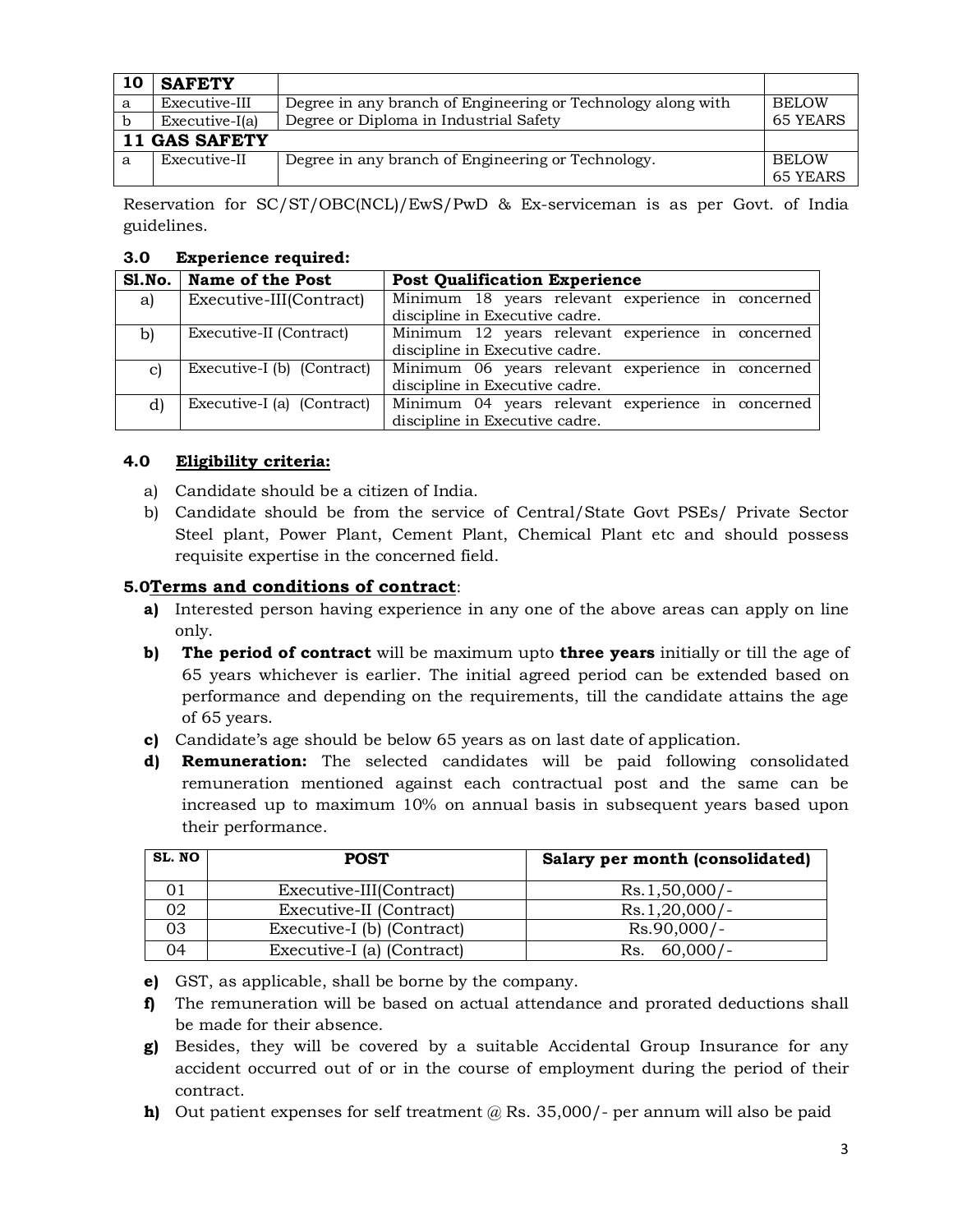| **10** | **SAFETY** | | |
|---|---|---|---|
| a | Executive-III | Degree in any branch of Engineering or Technology along with | BELOW |
| b | Executive-I(a) | Degree or Diploma in Industrial Safety | 65 YEARS |
| **11 GAS SAFETY** | | | |
| a | Executive-II | Degree in any branch of Engineering or Technology. | BELOW 65 YEARS |

Reservation for SC/ST/OBC(NCL)/EwS/PwD & Ex-serviceman is as per Govt. of India guidelines.

**3.0 Experience required:**

| Sl.No. | Name of the Post | Post Qualification Experience |
|---|---|---|
| a) | Executive-III(Contract) | Minimum 18 years relevant experience in concerned discipline in Executive cadre. |
| b) | Executive-II (Contract) | Minimum 12 years relevant experience in concerned discipline in Executive cadre. |
| c) | Executive-I (b) (Contract) | Minimum 06 years relevant experience in concerned discipline in Executive cadre. |
| d) | Executive-I (a) (Contract) | Minimum 04 years relevant experience in concerned discipline in Executive cadre. |

**4.0 <u>Eligibility criteria:</u>**

a) Candidate should be a citizen of India.

b) Candidate should be from the service of Central/State Govt PSEs/ Private Sector Steel plant, Power Plant, Cement Plant, Chemical Plant etc and should possess requisite expertise in the concerned field.

## 5.0 <u>Terms and conditions of contract</u>:

**a)** Interested person having experience in any one of the above areas can apply on line only.

**b)** **The period of contract** will be maximum upto **three years** initially or till the age of 65 years whichever is earlier. The initial agreed period can be extended based on performance and depending on the requirements, till the candidate attains the age of 65 years.

**c)** Candidate's age should be below 65 years as on last date of application.

**d)** **Remuneration:** The selected candidates will be paid following consolidated remuneration mentioned against each contractual post and the same can be increased up to maximum 10% on annual basis in subsequent years based upon their performance.

| SL. NO | POST | Salary per month (consolidated) |
|---|---|---|
| 01 | Executive-III(Contract) | Rs.1,50,000/- |
| 02 | Executive-II (Contract) | Rs.1,20,000/- |
| 03 | Executive-I (b) (Contract) | Rs.90,000/- |
| 04 | Executive-I (a) (Contract) | Rs. 60,000/- |

**e)** GST, as applicable, shall be borne by the company.

**f)** The remuneration will be based on actual attendance and prorated deductions shall be made for their absence.

**g)** Besides, they will be covered by a suitable Accidental Group Insurance for any accident occurred out of or in the course of employment during the period of their contract.

**h)** Out patient expenses for self treatment @ Rs. 35,000/- per annum will also be paid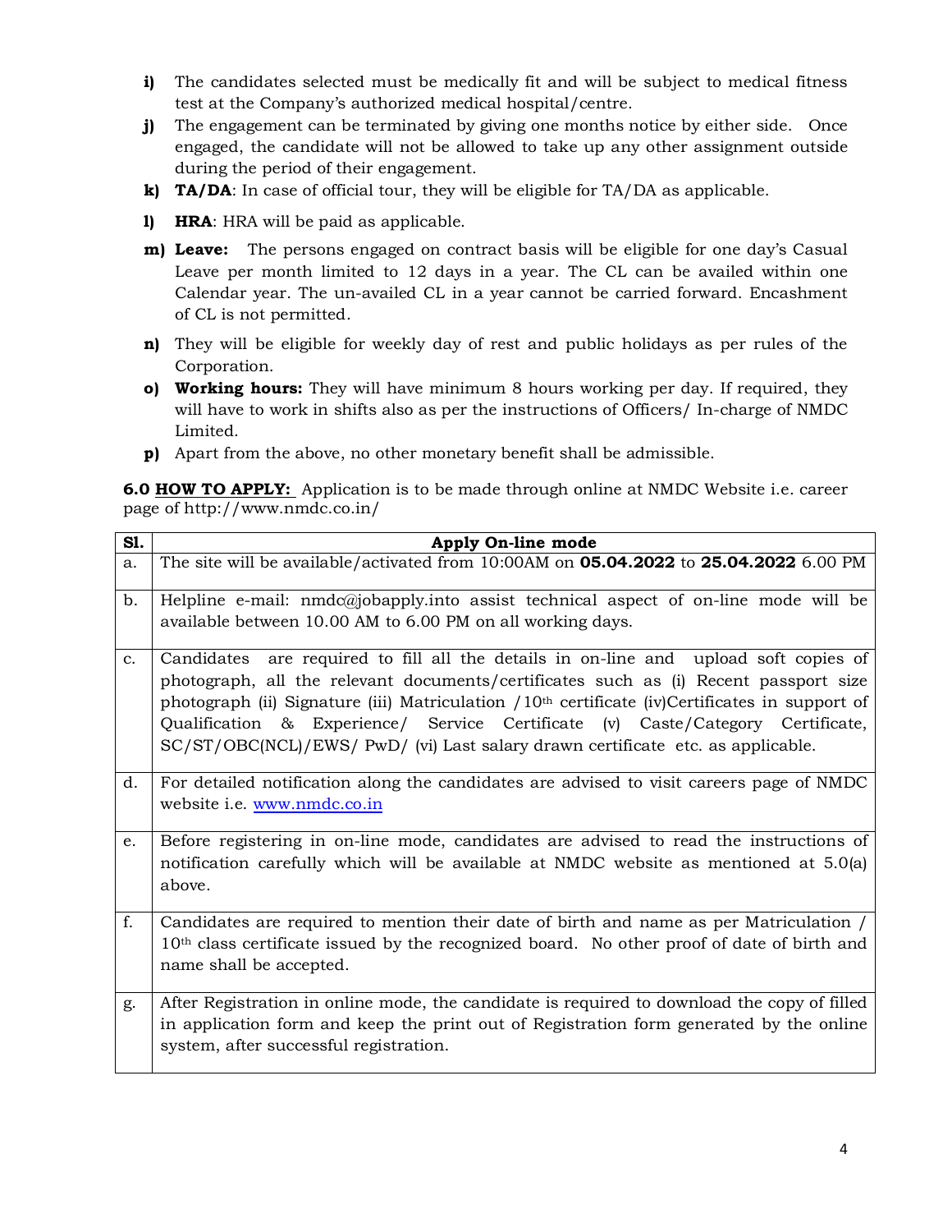i) The candidates selected must be medically fit and will be subject to medical fitness test at the Company's authorized medical hospital/centre.

j) The engagement can be terminated by giving one months notice by either side. Once engaged, the candidate will not be allowed to take up any other assignment outside during the period of their engagement.

k) **TA/DA**: In case of official tour, they will be eligible for TA/DA as applicable.

l) **HRA**: HRA will be paid as applicable.

m) **Leave:** The persons engaged on contract basis will be eligible for one day's Casual Leave per month limited to 12 days in a year. The CL can be availed within one Calendar year. The un-availed CL in a year cannot be carried forward. Encashment of CL is not permitted.

n) They will be eligible for weekly day of rest and public holidays as per rules of the Corporation.

o) **Working hours:** They will have minimum 8 hours working per day. If required, they will have to work in shifts also as per the instructions of Officers/ In-charge of NMDC Limited.

p) Apart from the above, no other monetary benefit shall be admissible.

**6.0 HOW TO APPLY:** Application is to be made through online at NMDC Website i.e. career page of http://www.nmdc.co.in/

| Sl. | Apply On-line mode |
|---|---|
| a. | The site will be available/activated from 10:00AM on **05.04.2022** to **25.04.2022** 6.00 PM |
| b. | Helpline e-mail: nmdc@jobapply.into assist technical aspect of on-line mode will be available between 10.00 AM to 6.00 PM on all working days. |
| c. | Candidates are required to fill all the details in on-line and upload soft copies of photograph, all the relevant documents/certificates such as (i) Recent passport size photograph (ii) Signature (iii) Matriculation /10th certificate (iv)Certificates in support of Qualification & Experience/ Service Certificate (v) Caste/Category Certificate, SC/ST/OBC(NCL)/EWS/ PwD/ (vi) Last salary drawn certificate etc. as applicable. |
| d. | For detailed notification along the candidates are advised to visit careers page of NMDC website i.e. www.nmdc.co.in |
| e. | Before registering in on-line mode, candidates are advised to read the instructions of notification carefully which will be available at NMDC website as mentioned at 5.0(a) above. |
| f. | Candidates are required to mention their date of birth and name as per Matriculation / 10th class certificate issued by the recognized board. No other proof of date of birth and name shall be accepted. |
| g. | After Registration in online mode, the candidate is required to download the copy of filled in application form and keep the print out of Registration form generated by the online system, after successful registration. |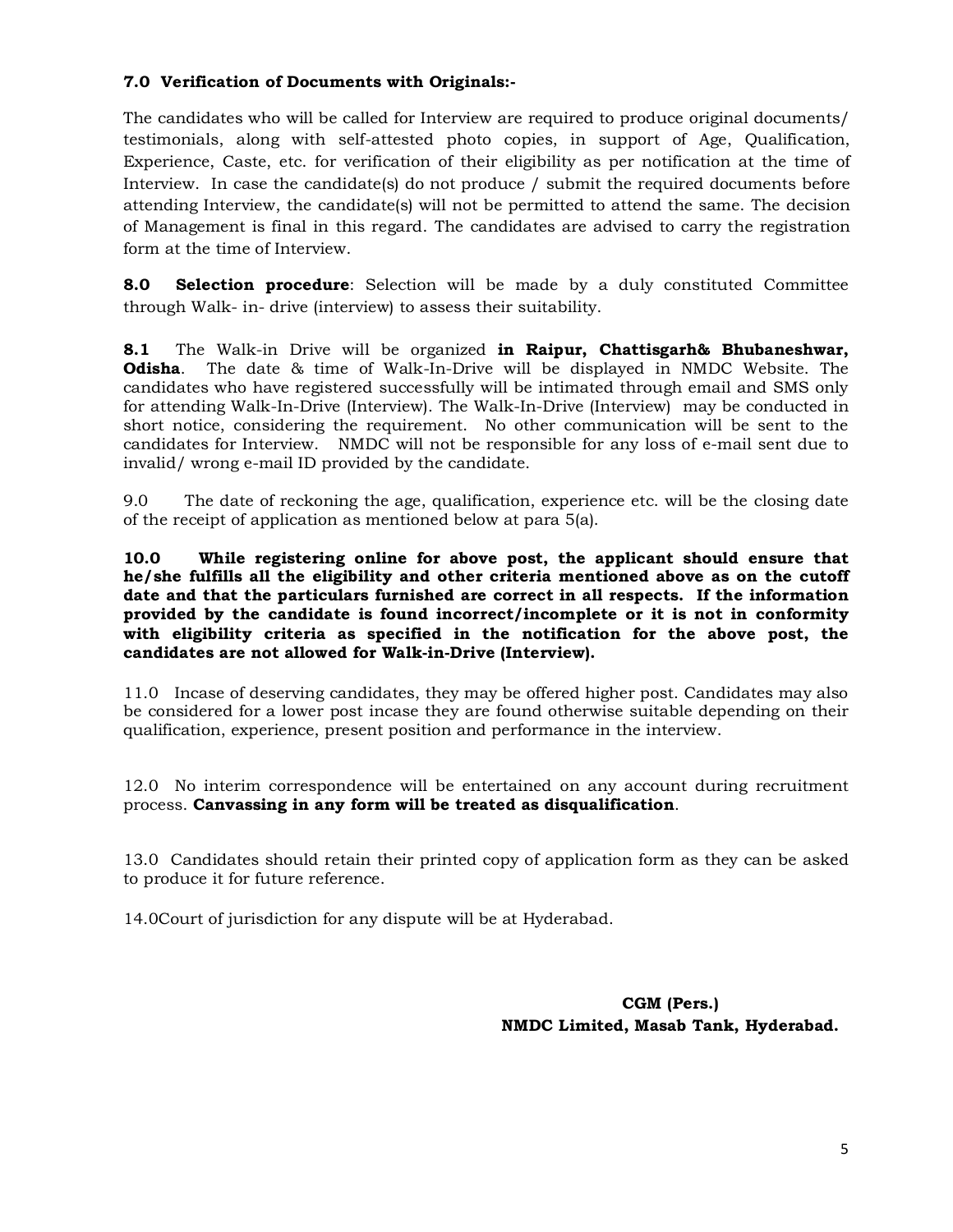**7.0 Verification of Documents with Originals:-**

The candidates who will be called for Interview are required to produce original documents/ testimonials, along with self-attested photo copies, in support of Age, Qualification, Experience, Caste, etc. for verification of their eligibility as per notification at the time of Interview. In case the candidate(s) do not produce / submit the required documents before attending Interview, the candidate(s) will not be permitted to attend the same. The decision of Management is final in this regard. The candidates are advised to carry the registration form at the time of Interview.

**8.0 Selection procedure**: Selection will be made by a duly constituted Committee through Walk- in- drive (interview) to assess their suitability.

**8.1** The Walk-in Drive will be organized **in Raipur, Chattisgarh& Bhubaneshwar, Odisha**. The date & time of Walk-In-Drive will be displayed in NMDC Website. The candidates who have registered successfully will be intimated through email and SMS only for attending Walk-In-Drive (Interview). The Walk-In-Drive (Interview) may be conducted in short notice, considering the requirement. No other communication will be sent to the candidates for Interview. NMDC will not be responsible for any loss of e-mail sent due to invalid/ wrong e-mail ID provided by the candidate.

9.0 The date of reckoning the age, qualification, experience etc. will be the closing date of the receipt of application as mentioned below at para 5(a).

**10.0 While registering online for above post, the applicant should ensure that he/she fulfills all the eligibility and other criteria mentioned above as on the cutoff date and that the particulars furnished are correct in all respects. If the information provided by the candidate is found incorrect/incomplete or it is not in conformity with eligibility criteria as specified in the notification for the above post, the candidates are not allowed for Walk-in-Drive (Interview).**

11.0 Incase of deserving candidates, they may be offered higher post. Candidates may also be considered for a lower post incase they are found otherwise suitable depending on their qualification, experience, present position and performance in the interview.

12.0 No interim correspondence will be entertained on any account during recruitment process. **Canvassing in any form will be treated as disqualification**.

13.0 Candidates should retain their printed copy of application form as they can be asked to produce it for future reference.

14.0Court of jurisdiction for any dispute will be at Hyderabad.

**CGM (Pers.)**
**NMDC Limited, Masab Tank, Hyderabad.**